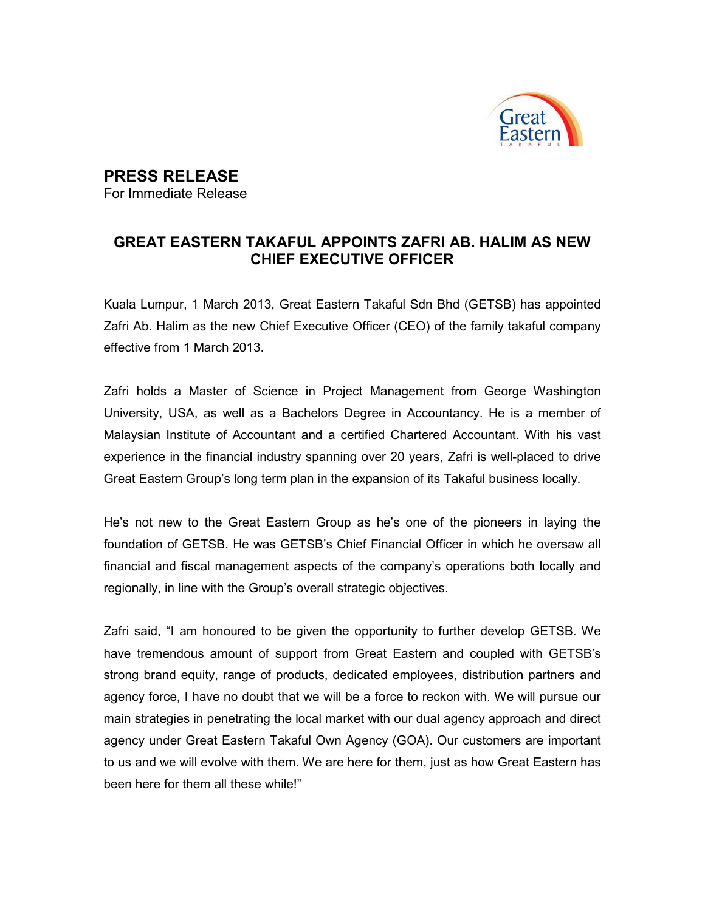# PRESS RELEASE

For Immediate Release

## GREAT EASTERN TAKAFUL APPOINTS ZAFRI AB. HALIM AS NEW CHIEF EXECUTIVE OFFICER

Kuala Lumpur, 1 March 2013, Great Eastern Takaful Sdn Bhd (GETSB) has appointed Zafri Ab. Halim as the new Chief Executive Officer (CEO) of the family takaful company effective from 1 March 2013.

Zafri holds a Master of Science in Project Management from George Washington University, USA, as well as a Bachelors Degree in Accountancy. He is a member of Malaysian Institute of Accountant and a certified Chartered Accountant. With his vast experience in the financial industry spanning over 20 years, Zafri is well-placed to drive Great Eastern Group's long term plan in the expansion of its Takaful business locally.

He's not new to the Great Eastern Group as he's one of the pioneers in laying the foundation of GETSB. He was GETSB's Chief Financial Officer in which he oversaw all financial and fiscal management aspects of the company's operations both locally and regionally, in line with the Group's overall strategic objectives.

Zafri said, "I am honoured to be given the opportunity to further develop GETSB. We have tremendous amount of support from Great Eastern and coupled with GETSB's strong brand equity, range of products, dedicated employees, distribution partners and agency force, I have no doubt that we will be a force to reckon with. We will pursue our main strategies in penetrating the local market with our dual agency approach and direct agency under Great Eastern Takaful Own Agency (GOA). Our customers are important to us and we will evolve with them. We are here for them, just as how Great Eastern has been here for them all these while!"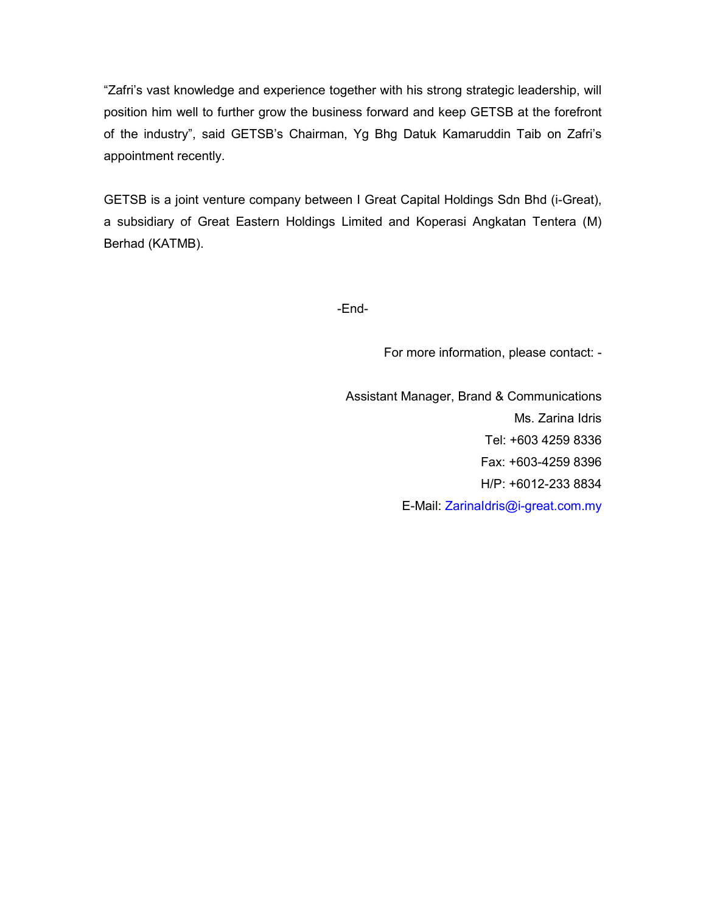"Zafri's vast knowledge and experience together with his strong strategic leadership, will position him well to further grow the business forward and keep GETSB at the forefront of the industry", said GETSB's Chairman, Yg Bhg Datuk Kamaruddin Taib on Zafri's appointment recently.

GETSB is a joint venture company between I Great Capital Holdings Sdn Bhd (i-Great), a subsidiary of Great Eastern Holdings Limited and Koperasi Angkatan Tentera (M) Berhad (KATMB).

-End-

For more information, please contact: -

Assistant Manager, Brand & Communications
Ms. Zarina Idris
Tel: +603 4259 8336
Fax: +603-4259 8396
H/P: +6012-233 8834
E-Mail: ZarinaIdris@i-great.com.my